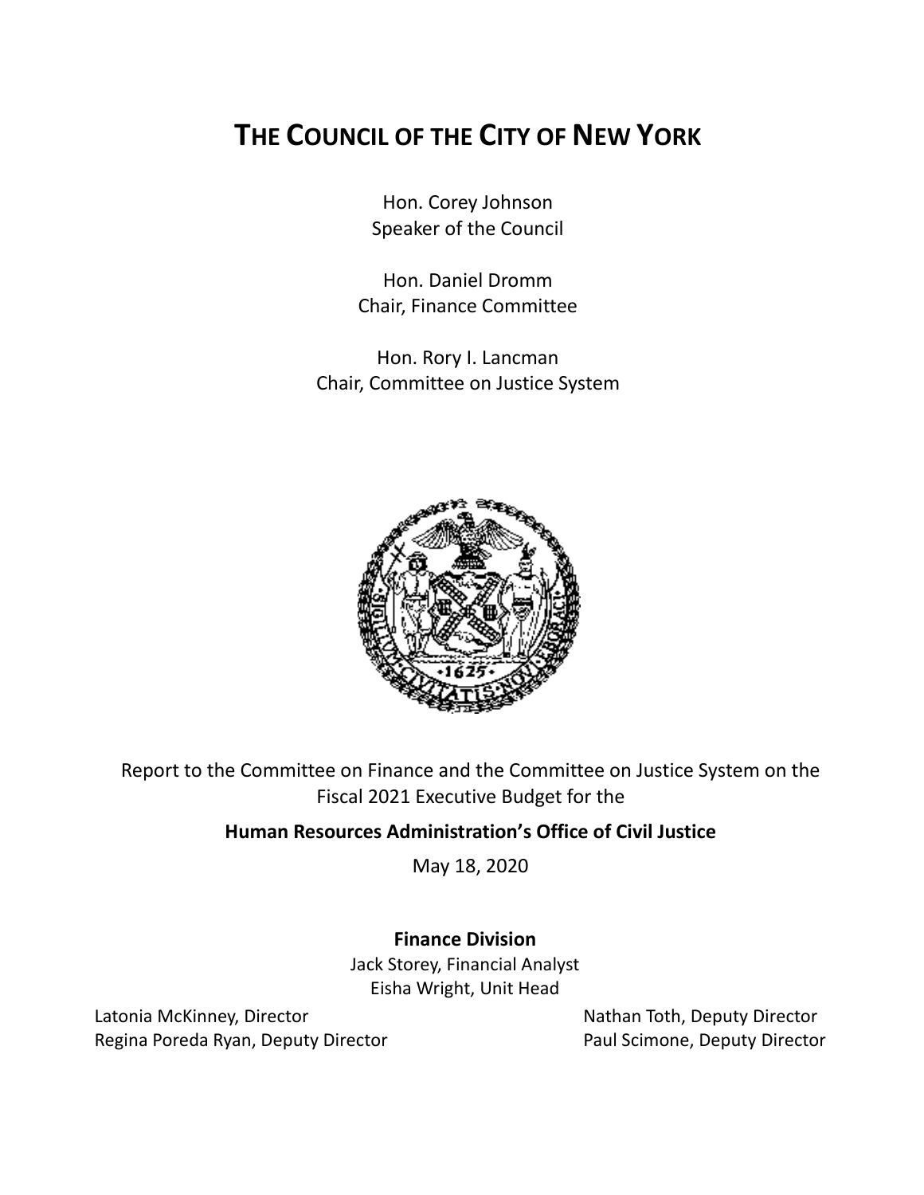# THE COUNCIL OF THE CITY OF NEW YORK

Hon. Corey Johnson
Speaker of the Council

Hon. Daniel Dromm
Chair, Finance Committee

Hon. Rory I. Lancman
Chair, Committee on Justice System

Report to the Committee on Finance and the Committee on Justice System on the Fiscal 2021 Executive Budget for the

**Human Resources Administration's Office of Civil Justice**

May 18, 2020

**Finance Division**

Jack Storey, Financial Analyst
Eisha Wright, Unit Head

Latonia McKinney, Director
Regina Poreda Ryan, Deputy Director
Nathan Toth, Deputy Director
Paul Scimone, Deputy Director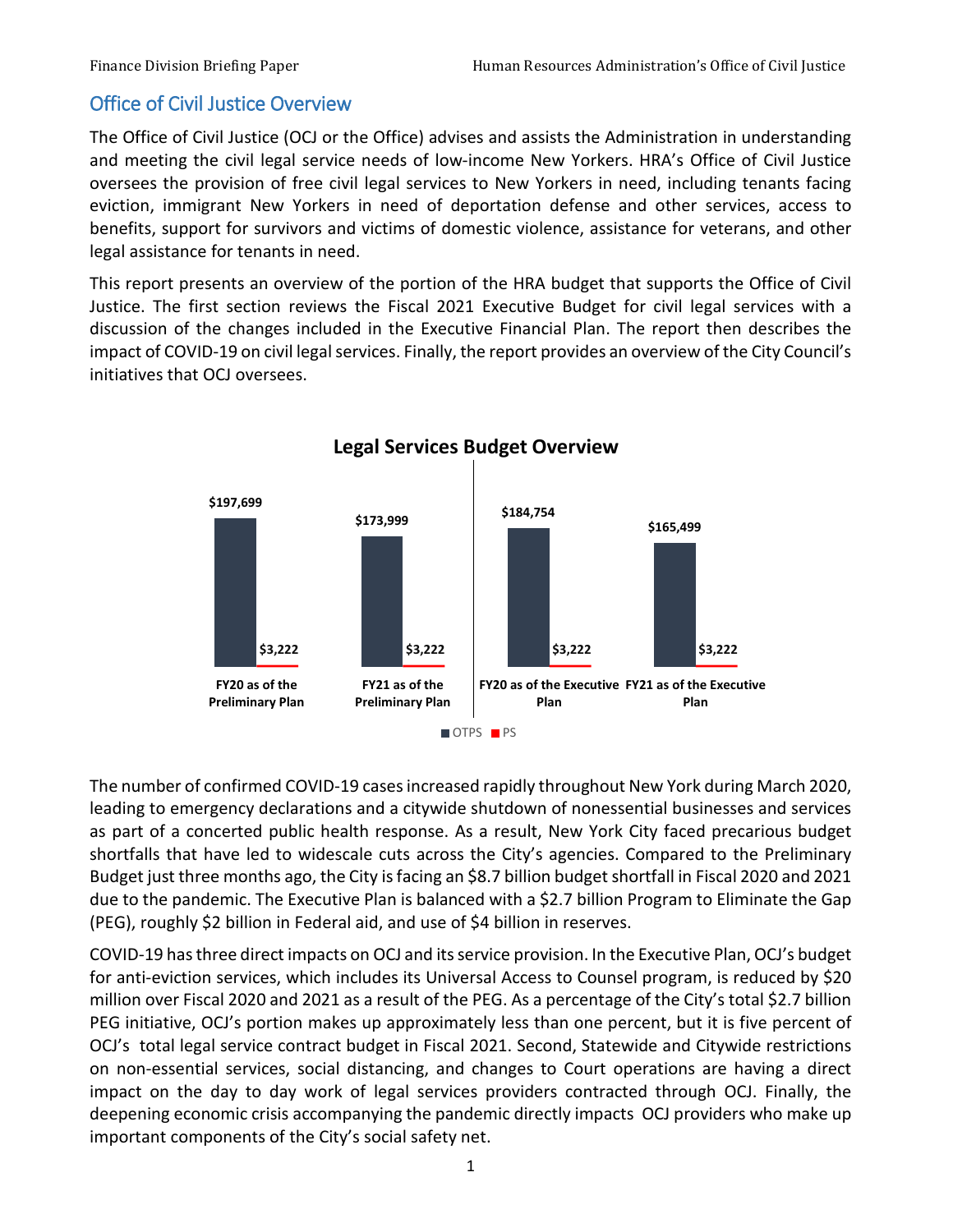## Office of Civil Justice Overview

The Office of Civil Justice (OCJ or the Office) advises and assists the Administration in understanding and meeting the civil legal service needs of low-income New Yorkers. HRA's Office of Civil Justice oversees the provision of free civil legal services to New Yorkers in need, including tenants facing eviction, immigrant New Yorkers in need of deportation defense and other services, access to benefits, support for survivors and victims of domestic violence, assistance for veterans, and other legal assistance for tenants in need.

This report presents an overview of the portion of the HRA budget that supports the Office of Civil Justice. The first section reviews the Fiscal 2021 Executive Budget for civil legal services with a discussion of the changes included in the Executive Financial Plan. The report then describes the impact of COVID-19 on civil legal services. Finally, the report provides an overview of the City Council's initiatives that OCJ oversees.

**Legal Services Budget Overview**

| | FY20 as of the Preliminary Plan | FY21 as of the Preliminary Plan | FY20 as of the Executive Plan | FY21 as of the Executive Plan |
|---|---|---|---|---|
| OTPS | $197,699 | $173,999 | $184,754 | $165,499 |
| PS | $3,222 | $3,222 | $3,222 | $3,222 |

The number of confirmed COVID-19 cases increased rapidly throughout New York during March 2020, leading to emergency declarations and a citywide shutdown of nonessential businesses and services as part of a concerted public health response. As a result, New York City faced precarious budget shortfalls that have led to widescale cuts across the City's agencies. Compared to the Preliminary Budget just three months ago, the City is facing an $8.7 billion budget shortfall in Fiscal 2020 and 2021 due to the pandemic. The Executive Plan is balanced with a $2.7 billion Program to Eliminate the Gap (PEG), roughly $2 billion in Federal aid, and use of $4 billion in reserves.

COVID-19 has three direct impacts on OCJ and its service provision. In the Executive Plan, OCJ's budget for anti-eviction services, which includes its Universal Access to Counsel program, is reduced by $20 million over Fiscal 2020 and 2021 as a result of the PEG. As a percentage of the City's total $2.7 billion PEG initiative, OCJ's portion makes up approximately less than one percent, but it is five percent of OCJ's total legal service contract budget in Fiscal 2021. Second, Statewide and Citywide restrictions on non-essential services, social distancing, and changes to Court operations are having a direct impact on the day to day work of legal services providers contracted through OCJ. Finally, the deepening economic crisis accompanying the pandemic directly impacts OCJ providers who make up important components of the City's social safety net.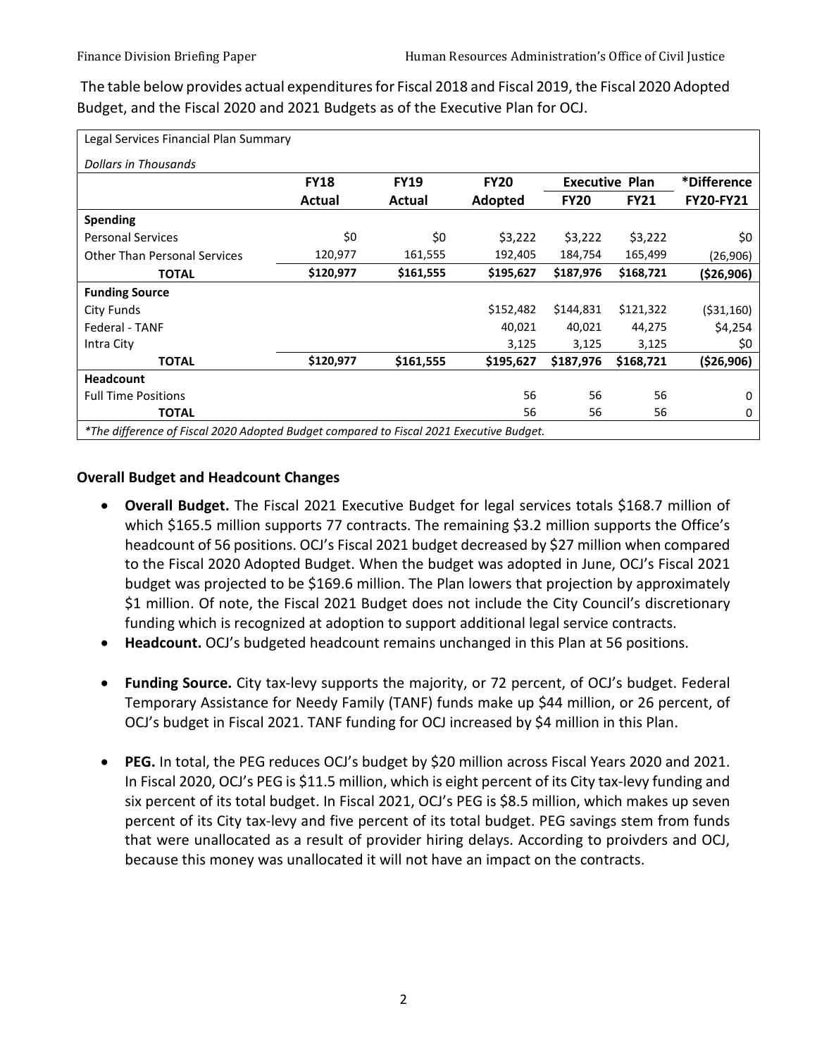The table below provides actual expenditures for Fiscal 2018 and Fiscal 2019, the Fiscal 2020 Adopted Budget, and the Fiscal 2020 and 2021 Budgets as of the Executive Plan for OCJ.

| Legal Services Financial Plan Summary | | | | | | |
|---|---|---|---|---|---|---|
| *Dollars in Thousands* | | | | | | |
| | **FY18** | **FY19** | **FY20** | **Executive Plan** | | ***Difference** |
| | **Actual** | **Actual** | **Adopted** | **FY20** | **FY21** | **FY20-FY21** |
| **Spending** | | | | | | |
| Personal Services | $0 | $0 | $3,222 | $3,222 | $3,222 | $0 |
| Other Than Personal Services | 120,977 | 161,555 | 192,405 | 184,754 | 165,499 | (26,906) |
| **TOTAL** | **$120,977** | **$161,555** | **$195,627** | **$187,976** | **$168,721** | **($26,906)** |
| **Funding Source** | | | | | | |
| City Funds | | | $152,482 | $144,831 | $121,322 | ($31,160) |
| Federal - TANF | | | 40,021 | 40,021 | 44,275 | $4,254 |
| Intra City | | | 3,125 | 3,125 | 3,125 | $0 |
| **TOTAL** | **$120,977** | **$161,555** | **$195,627** | **$187,976** | **$168,721** | **($26,906)** |
| **Headcount** | | | | | | |
| Full Time Positions | | | 56 | 56 | 56 | 0 |
| **TOTAL** | | | 56 | 56 | 56 | 0 |

*\*The difference of Fiscal 2020 Adopted Budget compared to Fiscal 2021 Executive Budget.*

### Overall Budget and Headcount Changes

- **Overall Budget.** The Fiscal 2021 Executive Budget for legal services totals $168.7 million of which $165.5 million supports 77 contracts. The remaining $3.2 million supports the Office's headcount of 56 positions. OCJ's Fiscal 2021 budget decreased by $27 million when compared to the Fiscal 2020 Adopted Budget. When the budget was adopted in June, OCJ's Fiscal 2021 budget was projected to be $169.6 million. The Plan lowers that projection by approximately $1 million. Of note, the Fiscal 2021 Budget does not include the City Council's discretionary funding which is recognized at adoption to support additional legal service contracts.
- **Headcount.** OCJ's budgeted headcount remains unchanged in this Plan at 56 positions.
- **Funding Source.** City tax-levy supports the majority, or 72 percent, of OCJ's budget. Federal Temporary Assistance for Needy Family (TANF) funds make up $44 million, or 26 percent, of OCJ's budget in Fiscal 2021. TANF funding for OCJ increased by $4 million in this Plan.
- **PEG.** In total, the PEG reduces OCJ's budget by $20 million across Fiscal Years 2020 and 2021. In Fiscal 2020, OCJ's PEG is $11.5 million, which is eight percent of its City tax-levy funding and six percent of its total budget. In Fiscal 2021, OCJ's PEG is $8.5 million, which makes up seven percent of its City tax-levy and five percent of its total budget. PEG savings stem from funds that were unallocated as a result of provider hiring delays. According to proivders and OCJ, because this money was unallocated it will not have an impact on the contracts.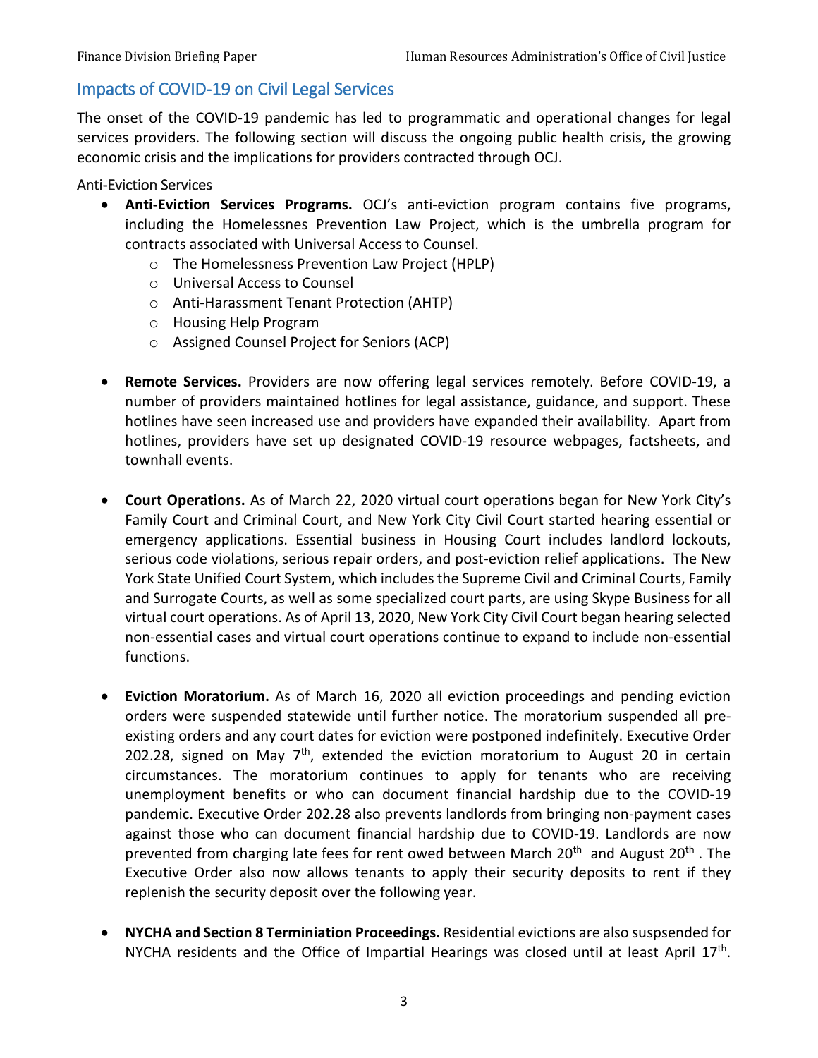## Impacts of COVID-19 on Civil Legal Services

The onset of the COVID-19 pandemic has led to programmatic and operational changes for legal services providers. The following section will discuss the ongoing public health crisis, the growing economic crisis and the implications for providers contracted through OCJ.

### Anti-Eviction Services

- **Anti-Eviction Services Programs.** OCJ's anti-eviction program contains five programs, including the Homelessnes Prevention Law Project, which is the umbrella program for contracts associated with Universal Access to Counsel.
  - The Homelessness Prevention Law Project (HPLP)
  - Universal Access to Counsel
  - Anti-Harassment Tenant Protection (AHTP)
  - Housing Help Program
  - Assigned Counsel Project for Seniors (ACP)

- **Remote Services.** Providers are now offering legal services remotely. Before COVID-19, a number of providers maintained hotlines for legal assistance, guidance, and support. These hotlines have seen increased use and providers have expanded their availability. Apart from hotlines, providers have set up designated COVID-19 resource webpages, factsheets, and townhall events.

- **Court Operations.** As of March 22, 2020 virtual court operations began for New York City's Family Court and Criminal Court, and New York City Civil Court started hearing essential or emergency applications. Essential business in Housing Court includes landlord lockouts, serious code violations, serious repair orders, and post-eviction relief applications. The New York State Unified Court System, which includes the Supreme Civil and Criminal Courts, Family and Surrogate Courts, as well as some specialized court parts, are using Skype Business for all virtual court operations. As of April 13, 2020, New York City Civil Court began hearing selected non-essential cases and virtual court operations continue to expand to include non-essential functions.

- **Eviction Moratorium.** As of March 16, 2020 all eviction proceedings and pending eviction orders were suspended statewide until further notice. The moratorium suspended all pre-existing orders and any court dates for eviction were postponed indefinitely. Executive Order 202.28, signed on May 7th, extended the eviction moratorium to August 20 in certain circumstances. The moratorium continues to apply for tenants who are receiving unemployment benefits or who can document financial hardship due to the COVID-19 pandemic. Executive Order 202.28 also prevents landlords from bringing non-payment cases against those who can document financial hardship due to COVID-19. Landlords are now prevented from charging late fees for rent owed between March 20th and August 20th. The Executive Order also now allows tenants to apply their security deposits to rent if they replenish the security deposit over the following year.

- **NYCHA and Section 8 Terminiation Proceedings.** Residential evictions are also suspsended for NYCHA residents and the Office of Impartial Hearings was closed until at least April 17th.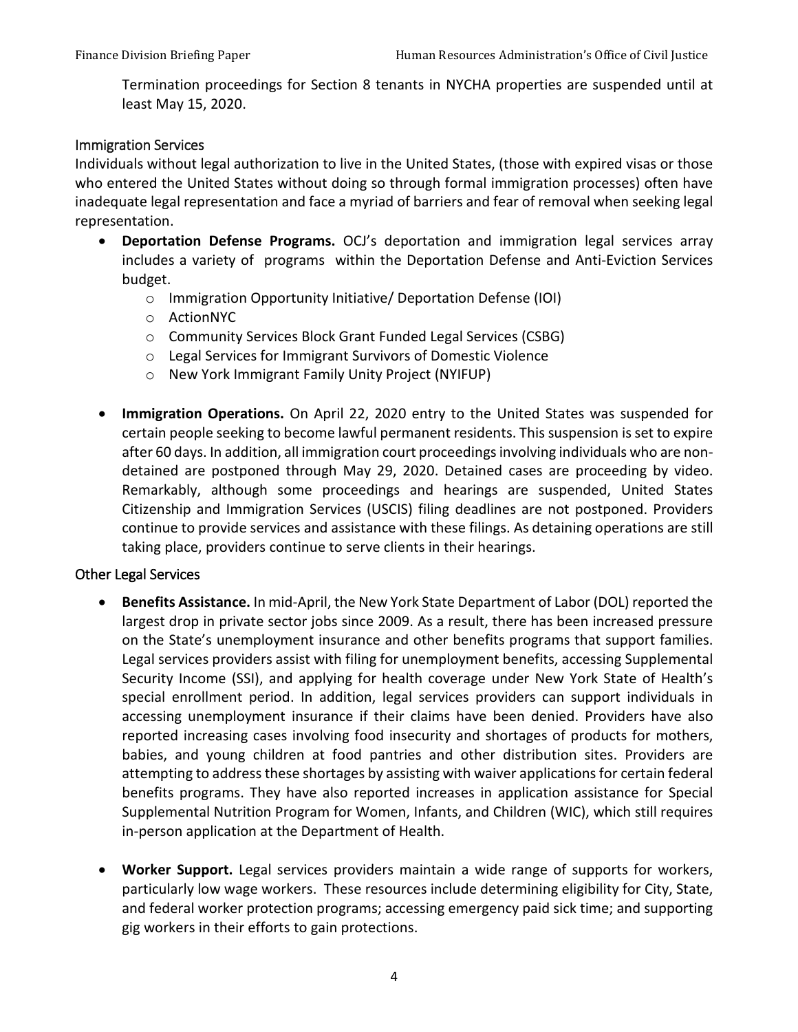Termination proceedings for Section 8 tenants in NYCHA properties are suspended until at least May 15, 2020.

### Immigration Services

Individuals without legal authorization to live in the United States, (those with expired visas or those who entered the United States without doing so through formal immigration processes) often have inadequate legal representation and face a myriad of barriers and fear of removal when seeking legal representation.

- **Deportation Defense Programs.** OCJ's deportation and immigration legal services array includes a variety of programs within the Deportation Defense and Anti-Eviction Services budget.
  - Immigration Opportunity Initiative/ Deportation Defense (IOI)
  - ActionNYC
  - Community Services Block Grant Funded Legal Services (CSBG)
  - Legal Services for Immigrant Survivors of Domestic Violence
  - New York Immigrant Family Unity Project (NYIFUP)

- **Immigration Operations.** On April 22, 2020 entry to the United States was suspended for certain people seeking to become lawful permanent residents. This suspension is set to expire after 60 days. In addition, all immigration court proceedings involving individuals who are non-detained are postponed through May 29, 2020. Detained cases are proceeding by video. Remarkably, although some proceedings and hearings are suspended, United States Citizenship and Immigration Services (USCIS) filing deadlines are not postponed. Providers continue to provide services and assistance with these filings. As detaining operations are still taking place, providers continue to serve clients in their hearings.

### Other Legal Services

- **Benefits Assistance.** In mid-April, the New York State Department of Labor (DOL) reported the largest drop in private sector jobs since 2009. As a result, there has been increased pressure on the State's unemployment insurance and other benefits programs that support families. Legal services providers assist with filing for unemployment benefits, accessing Supplemental Security Income (SSI), and applying for health coverage under New York State of Health's special enrollment period. In addition, legal services providers can support individuals in accessing unemployment insurance if their claims have been denied. Providers have also reported increasing cases involving food insecurity and shortages of products for mothers, babies, and young children at food pantries and other distribution sites. Providers are attempting to address these shortages by assisting with waiver applications for certain federal benefits programs. They have also reported increases in application assistance for Special Supplemental Nutrition Program for Women, Infants, and Children (WIC), which still requires in-person application at the Department of Health.

- **Worker Support.** Legal services providers maintain a wide range of supports for workers, particularly low wage workers. These resources include determining eligibility for City, State, and federal worker protection programs; accessing emergency paid sick time; and supporting gig workers in their efforts to gain protections.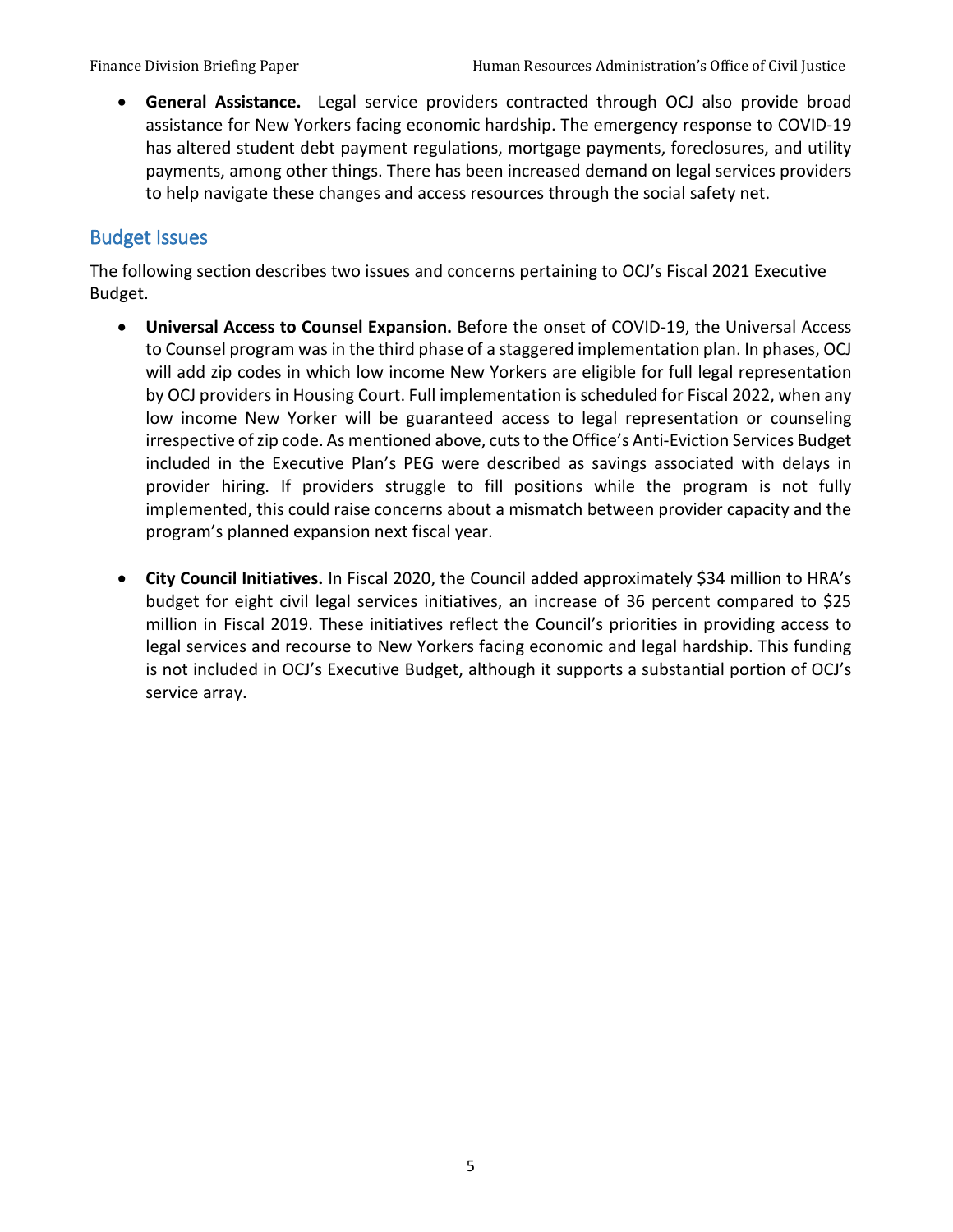- **General Assistance.** Legal service providers contracted through OCJ also provide broad assistance for New Yorkers facing economic hardship. The emergency response to COVID-19 has altered student debt payment regulations, mortgage payments, foreclosures, and utility payments, among other things. There has been increased demand on legal services providers to help navigate these changes and access resources through the social safety net.

## Budget Issues

The following section describes two issues and concerns pertaining to OCJ's Fiscal 2021 Executive Budget.

- **Universal Access to Counsel Expansion.** Before the onset of COVID-19, the Universal Access to Counsel program was in the third phase of a staggered implementation plan. In phases, OCJ will add zip codes in which low income New Yorkers are eligible for full legal representation by OCJ providers in Housing Court. Full implementation is scheduled for Fiscal 2022, when any low income New Yorker will be guaranteed access to legal representation or counseling irrespective of zip code. As mentioned above, cuts to the Office's Anti-Eviction Services Budget included in the Executive Plan's PEG were described as savings associated with delays in provider hiring. If providers struggle to fill positions while the program is not fully implemented, this could raise concerns about a mismatch between provider capacity and the program's planned expansion next fiscal year.

- **City Council Initiatives.** In Fiscal 2020, the Council added approximately $34 million to HRA's budget for eight civil legal services initiatives, an increase of 36 percent compared to $25 million in Fiscal 2019. These initiatives reflect the Council's priorities in providing access to legal services and recourse to New Yorkers facing economic and legal hardship. This funding is not included in OCJ's Executive Budget, although it supports a substantial portion of OCJ's service array.